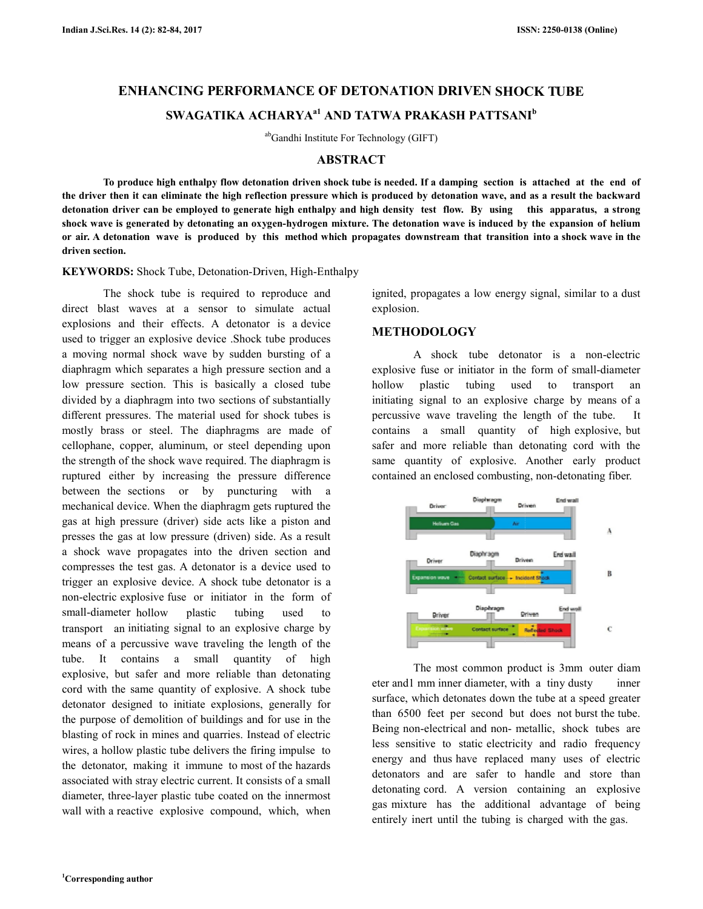# ENHANCING PERFORMANCE OF DETONATION DRIVEN SHOCK TUBE

## SWAGATIKA ACHARYA[a1] AND TATWA PRAKASH PATTSANI[b]

[ab]Gandhi Institute For Technology (GIFT)

## ABSTRACT

**To produce high enthalpy flow detonation driven shock tube is needed. If a damping section is attached at the end of the driver then it can eliminate the high reflection pressure which is produced by detonation wave, and as a result the backward detonation driver can be employed to generate high enthalpy and high density test flow. By using this apparatus, a strong shock wave is generated by detonating an oxygen-hydrogen mixture. The detonation wave is induced by the expansion of helium or air. A detonation wave is produced by this method which propagates downstream that transition into a shock wave in the driven section.**

**KEYWORDS:** Shock Tube, Detonation-Driven, High-Enthalpy

The shock tube is required to reproduce and direct blast waves at a sensor to simulate actual explosions and their effects. A detonator is a device used to trigger an explosive device .Shock tube produces a moving normal shock wave by sudden bursting of a diaphragm which separates a high pressure section and a low pressure section. This is basically a closed tube divided by a diaphragm into two sections of substantially different pressures. The material used for shock tubes is mostly brass or steel. The diaphragms are made of cellophane, copper, aluminum, or steel depending upon the strength of the shock wave required. The diaphragm is ruptured either by increasing the pressure difference between the sections or by puncturing with a mechanical device. When the diaphragm gets ruptured the gas at high pressure (driver) side acts like a piston and presses the gas at low pressure (driven) side. As a result a shock wave propagates into the driven section and compresses the test gas. A detonator is a device used to trigger an explosive device. A shock tube detonator is a non-electric explosive fuse or initiator in the form of small-diameter hollow plastic tubing used to transport an initiating signal to an explosive charge by means of a percussive wave traveling the length of the tube. It contains a small quantity of high explosive, but safer and more reliable than detonating cord with the same quantity of explosive. A shock tube detonator designed to initiate explosions, generally for the purpose of demolition of buildings and for use in the blasting of rock in mines and quarries. Instead of electric wires, a hollow plastic tube delivers the firing impulse to the detonator, making it immune to most of the hazards associated with stray electric current. It consists of a small diameter, three-layer plastic tube coated on the innermost wall with a reactive explosive compound, which, when ignited, propagates a low energy signal, similar to a dust explosion.

## METHODOLOGY

A shock tube detonator is a non-electric explosive fuse or initiator in the form of small-diameter hollow plastic tubing used to transport an initiating signal to an explosive charge by means of a percussive wave traveling the length of the tube. It contains a small quantity of high explosive, but safer and more reliable than detonating cord with the same quantity of explosive. Another early product contained an enclosed combusting, non-detonating fiber.

The most common product is 3mm outer diameter and1 mm inner diameter, with a tiny dusty inner surface, which detonates down the tube at a speed greater than 6500 feet per second but does not burst the tube. Being non-electrical and non- metallic, shock tubes are less sensitive to static electricity and radio frequency energy and thus have replaced many uses of electric detonators and are safer to handle and store than detonating cord. A version containing an explosive gas mixture has the additional advantage of being entirely inert until the tubing is charged with the gas.

[1]Corresponding author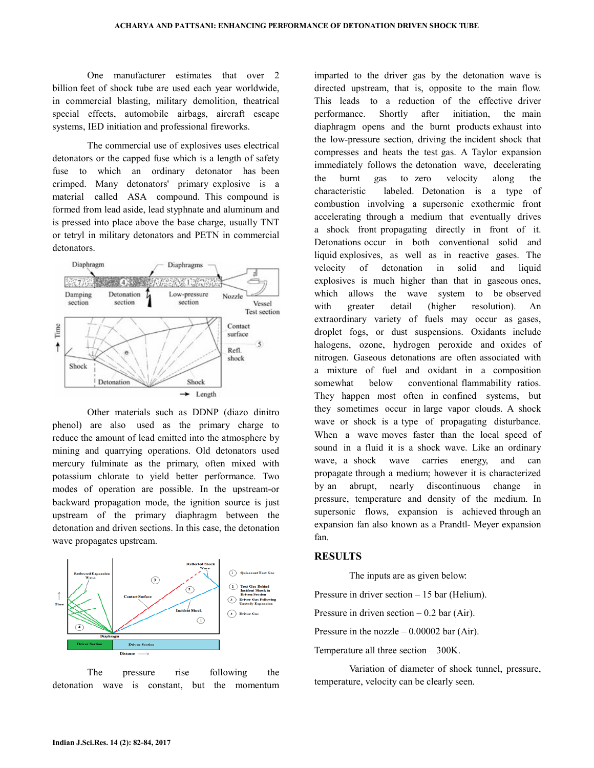One manufacturer estimates that over 2 billion feet of shock tube are used each year worldwide, in commercial blasting, military demolition, theatrical special effects, automobile airbags, aircraft escape systems, IED initiation and professional fireworks.

The commercial use of explosives uses electrical detonators or the capped fuse which is a length of safety fuse to which an ordinary detonator has been crimped. Many detonators' primary explosive is a material called ASA compound. This compound is formed from lead aside, lead styphnate and aluminum and is pressed into place above the base charge, usually TNT or tetryl in military detonators and PETN in commercial detonators.

Diaphragm
Diaphragms
7
4
1
Damping section
Detonation section
Low-pressure section
Nozzle
Vessel
Test section
Time
Contact surface
5
Refl. shock
e
Shock
Detonation
Shock
Length

Other materials such as DDNP (diazo dinitro phenol) are also used as the primary charge to reduce the amount of lead emitted into the atmosphere by mining and quarrying operations. Old detonators used mercury fulminate as the primary, often mixed with potassium chlorate to yield better performance. Two modes of operation are possible. In the upstream-or backward propagation mode, the ignition source is just upstream of the primary diaphragm between the detonation and driven sections. In this case, the detonation wave propagates upstream.

Reflected Expansion Wave
Reflected Shock Wave
3
2
Contact Surface
Incident Shock
1
4
Time
Diaphragm
Driver Section
Driven Section
Distance
1 Quiescent Test Gas
2 Test Gas Behind Incident Shock in Driven Section
3 Driver Gas Following Unsteady Expansion
4 Driver Gas

The pressure rise following the detonation wave is constant, but the momentum imparted to the driver gas by the detonation wave is directed upstream, that is, opposite to the main flow. This leads to a reduction of the effective driver performance. Shortly after initiation, the main diaphragm opens and the burnt products exhaust into the low-pressure section, driving the incident shock that compresses and heats the test gas. A Taylor expansion immediately follows the detonation wave, decelerating the burnt gas to zero velocity along the characteristic labeled. Detonation is a type of combustion involving a supersonic exothermic front accelerating through a medium that eventually drives a shock front propagating directly in front of it. Detonations occur in both conventional solid and liquid explosives, as well as in reactive gases. The velocity of detonation in solid and liquid explosives is much higher than that in gaseous ones, which allows the wave system to be observed with greater detail (higher resolution). An extraordinary variety of fuels may occur as gases, droplet fogs, or dust suspensions. Oxidants include halogens, ozone, hydrogen peroxide and oxides of nitrogen. Gaseous detonations are often associated with a mixture of fuel and oxidant in a composition somewhat below conventional flammability ratios. They happen most often in confined systems, but they sometimes occur in large vapor clouds. A shock wave or shock is a type of propagating disturbance. When a wave moves faster than the local speed of sound in a fluid it is a shock wave. Like an ordinary wave, a shock wave carries energy, and can propagate through a medium; however it is characterized by an abrupt, nearly discontinuous change in pressure, temperature and density of the medium. In supersonic flows, expansion is achieved through an expansion fan also known as a Prandtl- Meyer expansion fan.

## RESULTS

The inputs are as given below:

Pressure in driver section – 15 bar (Helium).

Pressure in driven section – 0.2 bar (Air).

Pressure in the nozzle – 0.00002 bar (Air).

Temperature all three section – 300K.

Variation of diameter of shock tunnel, pressure, temperature, velocity can be clearly seen.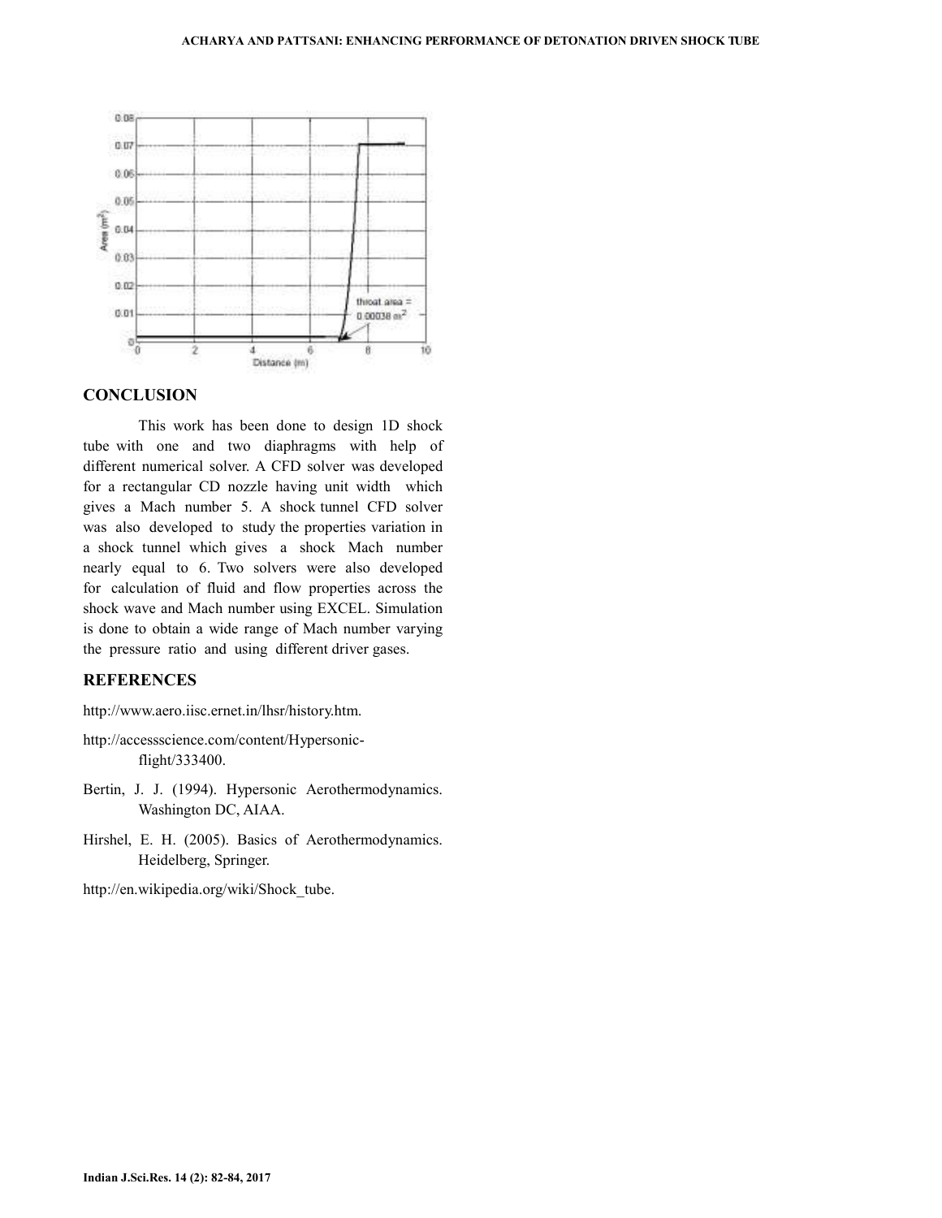Area (m$^2$)

0.08

0.07

0.06

0.05

0.04

0.03

0.02

0.01

0

0 2 4 6 8 10

Distance (m)

throat area = 0.00038 m$^2$

## CONCLUSION

This work has been done to design 1D shock tube with one and two diaphragms with help of different numerical solver. A CFD solver was developed for a rectangular CD nozzle having unit width which gives a Mach number 5. A shock tunnel CFD solver was also developed to study the properties variation in a shock tunnel which gives a shock Mach number nearly equal to 6. Two solvers were also developed for calculation of fluid and flow properties across the shock wave and Mach number using EXCEL. Simulation is done to obtain a wide range of Mach number varying the pressure ratio and using different driver gases.

## REFERENCES

http://www.aero.iisc.ernet.in/lhsr/history.htm.

http://accessscience.com/content/Hypersonic-flight/333400.

Bertin, J. J. (1994). Hypersonic Aerothermodynamics. Washington DC, AIAA.

Hirshel, E. H. (2005). Basics of Aerothermodynamics. Heidelberg, Springer.

http://en.wikipedia.org/wiki/Shock_tube.